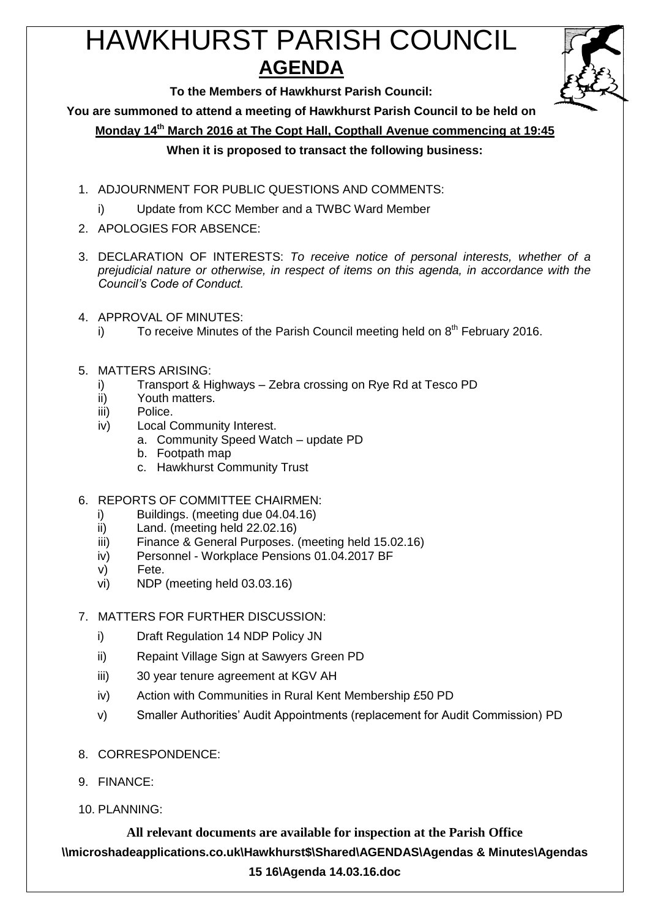# HAWKHURST PARISH COUNCIL

## AGENDA

**To the Members of Hawkhurst Parish Council:**

**You are summoned to attend a meeting of Hawkhurst Parish Council to be held on**

**Monday 14th March 2016 at The Copt Hall, Copthall Avenue commencing at 19:45**

**When it is proposed to transact the following business:**

1. ADJOURNMENT FOR PUBLIC QUESTIONS AND COMMENTS:
   i) Update from KCC Member and a TWBC Ward Member
2. APOLOGIES FOR ABSENCE:
3. DECLARATION OF INTERESTS: *To receive notice of personal interests, whether of a prejudicial nature or otherwise, in respect of items on this agenda, in accordance with the Council's Code of Conduct.*
4. APPROVAL OF MINUTES:
   i) To receive Minutes of the Parish Council meeting held on 8th February 2016.
5. MATTERS ARISING:
   i) Transport & Highways – Zebra crossing on Rye Rd at Tesco PD
   ii) Youth matters.
   iii) Police.
   iv) Local Community Interest.
      a. Community Speed Watch – update PD
      b. Footpath map
      c. Hawkhurst Community Trust
6. REPORTS OF COMMITTEE CHAIRMEN:
   i) Buildings. (meeting due 04.04.16)
   ii) Land. (meeting held 22.02.16)
   iii) Finance & General Purposes. (meeting held 15.02.16)
   iv) Personnel - Workplace Pensions 01.04.2017 BF
   v) Fete.
   vi) NDP (meeting held 03.03.16)
7. MATTERS FOR FURTHER DISCUSSION:
   i) Draft Regulation 14 NDP Policy JN
   ii) Repaint Village Sign at Sawyers Green PD
   iii) 30 year tenure agreement at KGV AH
   iv) Action with Communities in Rural Kent Membership £50 PD
   v) Smaller Authorities' Audit Appointments (replacement for Audit Commission) PD
8. CORRESPONDENCE:
9. FINANCE:
10. PLANNING:

**All relevant documents are available for inspection at the Parish Office**

**\\microshadeapplications.co.uk\Hawkhurst$\Shared\AGENDAS\Agendas & Minutes\Agendas 15 16\Agenda 14.03.16.doc**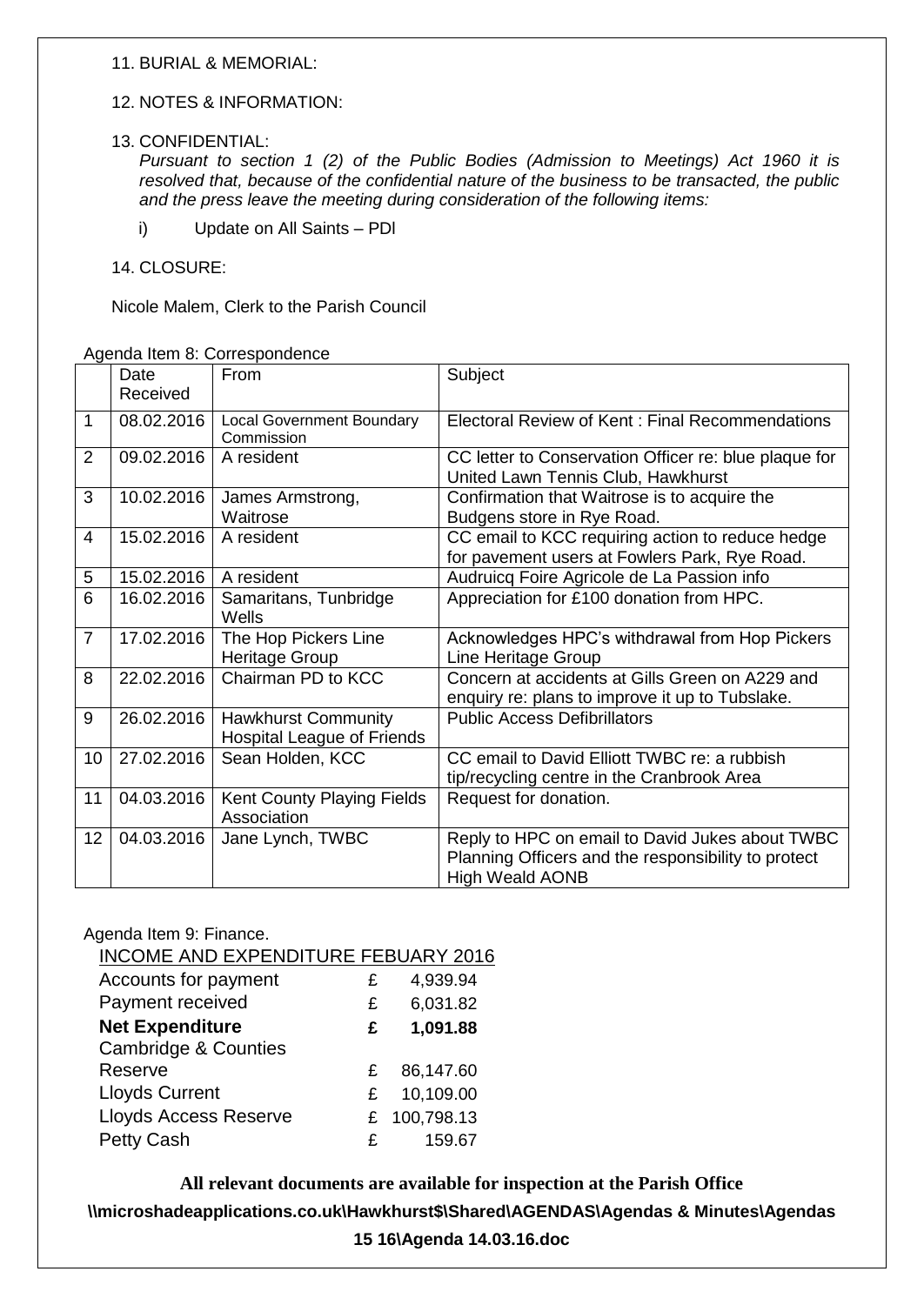11. BURIAL & MEMORIAL:

12. NOTES & INFORMATION:

13. CONFIDENTIAL:
*Pursuant to section 1 (2) of the Public Bodies (Admission to Meetings) Act 1960 it is resolved that, because of the confidential nature of the business to be transacted, the public and the press leave the meeting during consideration of the following items:*

i) Update on All Saints – PDl

14. CLOSURE:

Nicole Malem, Clerk to the Parish Council

Agenda Item 8: Correspondence

| | Date Received | From | Subject |
|---|---|---|---|
| 1 | 08.02.2016 | Local Government Boundary Commission | Electoral Review of Kent : Final Recommendations |
| 2 | 09.02.2016 | A resident | CC letter to Conservation Officer re: blue plaque for United Lawn Tennis Club, Hawkhurst |
| 3 | 10.02.2016 | James Armstrong, Waitrose | Confirmation that Waitrose is to acquire the Budgens store in Rye Road. |
| 4 | 15.02.2016 | A resident | CC email to KCC requiring action to reduce hedge for pavement users at Fowlers Park, Rye Road. |
| 5 | 15.02.2016 | A resident | Audruicq Foire Agricole de La Passion info |
| 6 | 16.02.2016 | Samaritans, Tunbridge Wells | Appreciation for £100 donation from HPC. |
| 7 | 17.02.2016 | The Hop Pickers Line Heritage Group | Acknowledges HPC's withdrawal from Hop Pickers Line Heritage Group |
| 8 | 22.02.2016 | Chairman PD to KCC | Concern at accidents at Gills Green on A229 and enquiry re: plans to improve it up to Tubslake. |
| 9 | 26.02.2016 | Hawkhurst Community Hospital League of Friends | Public Access Defibrillators |
| 10 | 27.02.2016 | Sean Holden, KCC | CC email to David Elliott TWBC re: a rubbish tip/recycling centre in the Cranbrook Area |
| 11 | 04.03.2016 | Kent County Playing Fields Association | Request for donation. |
| 12 | 04.03.2016 | Jane Lynch, TWBC | Reply to HPC on email to David Jukes about TWBC Planning Officers and the responsibility to protect High Weald AONB |

Agenda Item 9: Finance.

INCOME AND EXPENDITURE FEBUARY 2016

| | | |
|---|---|---|
| Accounts for payment | £ | 4,939.94 |
| Payment received | £ | 6,031.82 |
| **Net Expenditure** | **£** | **1,091.88** |
| Cambridge & Counties Reserve | £ | 86,147.60 |
| Lloyds Current | £ | 10,109.00 |
| Lloyds Access Reserve | £ | 100,798.13 |
| Petty Cash | £ | 159.67 |

**All relevant documents are available for inspection at the Parish Office**

**\\microshadeapplications.co.uk\Hawkhurst$\Shared\AGENDAS\Agendas & Minutes\Agendas 15 16\Agenda 14.03.16.doc**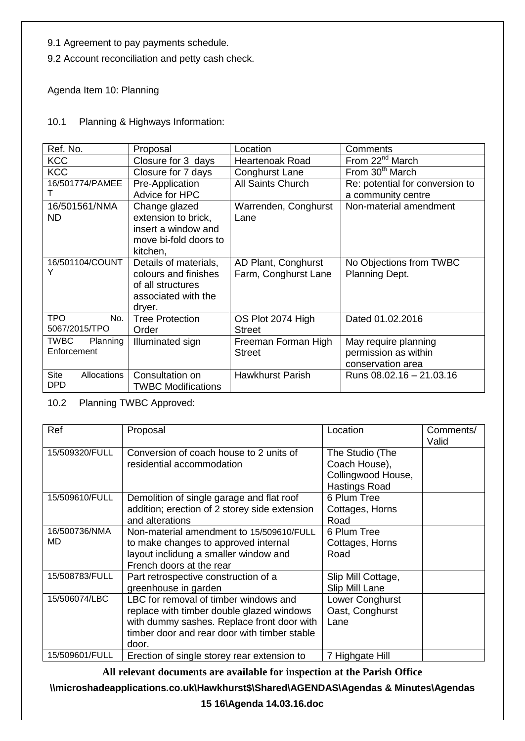9.1 Agreement to pay payments schedule.

9.2 Account reconciliation and petty cash check.

Agenda Item 10: Planning

10.1 Planning & Highways Information:

| Ref. No. | Proposal | Location | Comments |
| --- | --- | --- | --- |
| KCC | Closure for 3 days | Heartenoak Road | From 22nd March |
| KCC | Closure for 7 days | Conghurst Lane | From 30th March |
| 16/501774/PAMEET | Pre-Application Advice for HPC | All Saints Church | Re: potential for conversion to a community centre |
| 16/501561/NMAND | Change glazed extension to brick, insert a window and move bi-fold doors to kitchen, | Warrenden, Conghurst Lane | Non-material amendment |
| 16/501104/COUNTY | Details of materials, colours and finishes of all structures associated with the dryer. | AD Plant, Conghurst Farm, Conghurst Lane | No Objections from TWBC Planning Dept. |
| TPO No. 5067/2015/TPO | Tree Protection Order | OS Plot 2074 High Street | Dated 01.02.2016 |
| TWBC Planning Enforcement | Illuminated sign | Freeman Forman High Street | May require planning permission as within conservation area |
| Site Allocations DPD | Consultation on TWBC Modifications | Hawkhurst Parish | Runs 08.02.16 – 21.03.16 |

10.2 Planning TWBC Approved:

| Ref | Proposal | Location | Comments/ Valid |
| --- | --- | --- | --- |
| 15/509320/FULL | Conversion of coach house to 2 units of residential accommodation | The Studio (The Coach House), Collingwood House, Hastings Road | |
| 15/509610/FULL | Demolition of single garage and flat roof addition; erection of 2 storey side extension and alterations | 6 Plum Tree Cottages, Horns Road | |
| 16/500736/NMAMD | Non-material amendment to 15/509610/FULL to make changes to approved internal layout inclidung a smaller window and French doors at the rear | 6 Plum Tree Cottages, Horns Road | |
| 15/508783/FULL | Part retrospective construction of a greenhouse in garden | Slip Mill Cottage, Slip Mill Lane | |
| 15/506074/LBC | LBC for removal of timber windows and replace with timber double glazed windows with dummy sashes. Replace front door with timber door and rear door with timber stable door. | Lower Conghurst Oast, Conghurst Lane | |
| 15/509601/FULL | Erection of single storey rear extension to | 7 Highgate Hill | |

**All relevant documents are available for inspection at the Parish Office**

**\\microshadeapplications.co.uk\Hawkhurst$\Shared\AGENDAS\Agendas & Minutes\Agendas 15 16\Agenda 14.03.16.doc**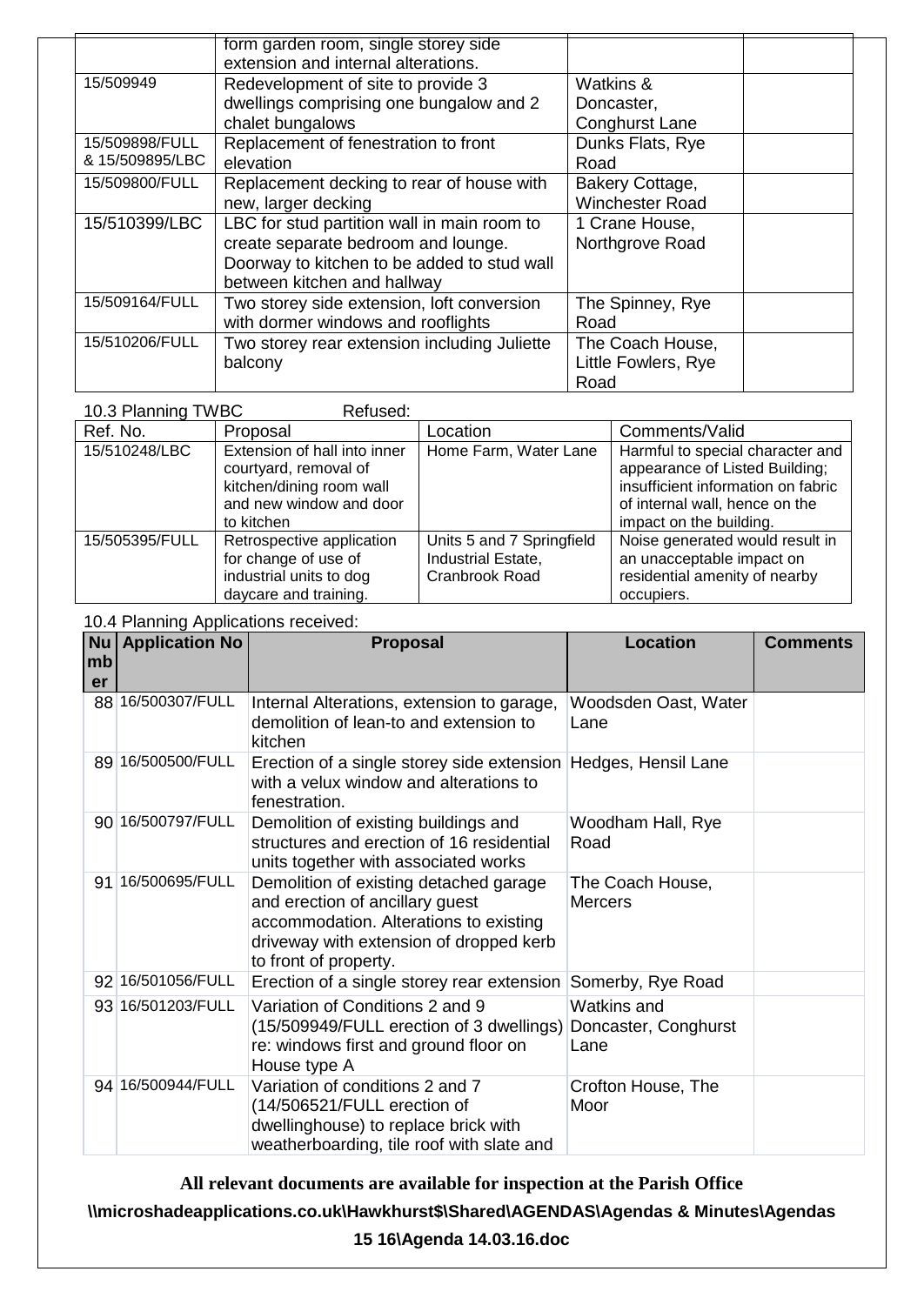| | | | |
|---|---|---|---|
| | form garden room, single storey side extension and internal alterations. | | |
| 15/509949 | Redevelopment of site to provide 3 dwellings comprising one bungalow and 2 chalet bungalows | Watkins & Doncaster, Conghurst Lane | |
| 15/509898/FULL & 15/509895/LBC | Replacement of fenestration to front elevation | Dunks Flats, Rye Road | |
| 15/509800/FULL | Replacement decking to rear of house with new, larger decking | Bakery Cottage, Winchester Road | |
| 15/510399/LBC | LBC for stud partition wall in main room to create separate bedroom and lounge. Doorway to kitchen to be added to stud wall between kitchen and hallway | 1 Crane House, Northgrove Road | |
| 15/509164/FULL | Two storey side extension, loft conversion with dormer windows and rooflights | The Spinney, Rye Road | |
| 15/510206/FULL | Two storey rear extension including Juliette balcony | The Coach House, Little Fowlers, Rye Road | |

10.3 Planning TWBC Refused:

| Ref. No. | Proposal | Location | Comments/Valid |
|---|---|---|---|
| 15/510248/LBC | Extension of hall into inner courtyard, removal of kitchen/dining room wall and new window and door to kitchen | Home Farm, Water Lane | Harmful to special character and appearance of Listed Building; insufficient information on fabric of internal wall, hence on the impact on the building. |
| 15/505395/FULL | Retrospective application for change of use of industrial units to dog daycare and training. | Units 5 and 7 Springfield Industrial Estate, Cranbrook Road | Noise generated would result in an unacceptable impact on residential amenity of nearby occupiers. |

10.4 Planning Applications received:

| Number | Application No | Proposal | Location | Comments |
|---|---|---|---|---|
| 88 | 16/500307/FULL | Internal Alterations, extension to garage, demolition of lean-to and extension to kitchen | Woodsden Oast, Water Lane | |
| 89 | 16/500500/FULL | Erection of a single storey side extension with a velux window and alterations to fenestration. | Hedges, Hensil Lane | |
| 90 | 16/500797/FULL | Demolition of existing buildings and structures and erection of 16 residential units together with associated works | Woodham Hall, Rye Road | |
| 91 | 16/500695/FULL | Demolition of existing detached garage and erection of ancillary guest accommodation. Alterations to existing driveway with extension of dropped kerb to front of property. | The Coach House, Mercers | |
| 92 | 16/501056/FULL | Erection of a single storey rear extension | Somerby, Rye Road | |
| 93 | 16/501203/FULL | Variation of Conditions 2 and 9 (15/509949/FULL erection of 3 dwellings) re: windows first and ground floor on House type A | Watkins and Doncaster, Conghurst Lane | |
| 94 | 16/500944/FULL | Variation of conditions 2 and 7 (14/506521/FULL erection of dwellinghouse) to replace brick with weatherboarding, tile roof with slate and | Crofton House, The Moor | |

**All relevant documents are available for inspection at the Parish Office**

**\\microshadeapplications.co.uk\Hawkhurst$\Shared\AGENDAS\Agendas & Minutes\Agendas 15 16\Agenda 14.03.16.doc**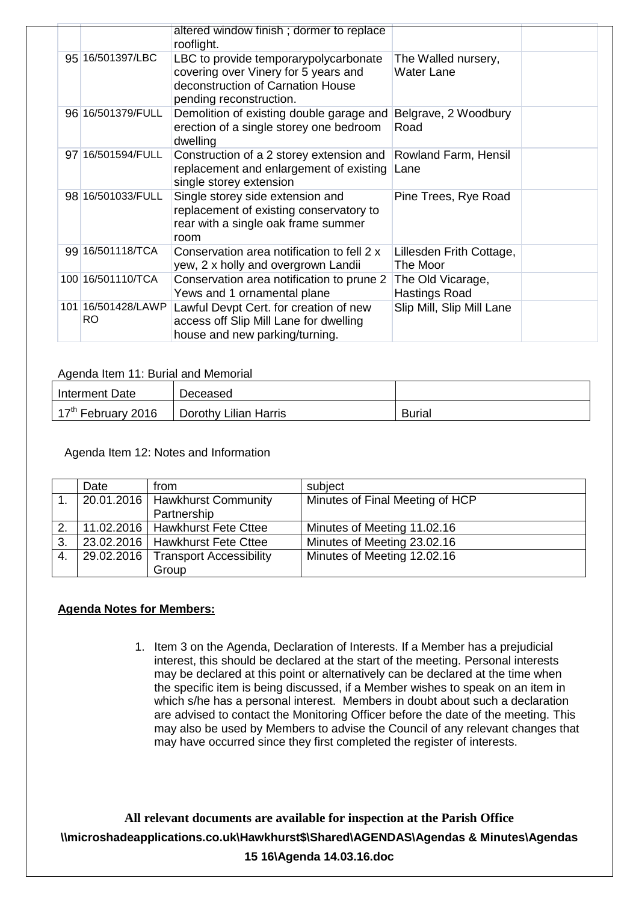| | | | | |
|---|---|---|---|---|
| | | altered window finish ; dormer to replace rooflight. | | |
| 95 | 16/501397/LBC | LBC to provide temporarypolycarbonate covering over Vinery for 5 years and deconstruction of Carnation House pending reconstruction. | The Walled nursery, Water Lane | |
| 96 | 16/501379/FULL | Demolition of existing double garage and erection of a single storey one bedroom dwelling | Belgrave, 2 Woodbury Road | |
| 97 | 16/501594/FULL | Construction of a 2 storey extension and replacement and enlargement of existing single storey extension | Rowland Farm, Hensil Lane | |
| 98 | 16/501033/FULL | Single storey side extension and replacement of existing conservatory to rear with a single oak frame summer room | Pine Trees, Rye Road | |
| 99 | 16/501118/TCA | Conservation area notification to fell 2 x yew, 2 x holly and overgrown Landii | Lillesden Frith Cottage, The Moor | |
| 100 | 16/501110/TCA | Conservation area notification to prune 2 Yews and 1 ornamental plane | The Old Vicarage, Hastings Road | |
| 101 | 16/501428/LAWPRO | Lawful Devpt Cert. for creation of new access off Slip Mill Lane for dwelling house and new parking/turning. | Slip Mill, Slip Mill Lane | |

Agenda Item 11: Burial and Memorial

| Interment Date | Deceased | |
|---|---|---|
| 17th February 2016 | Dorothy Lilian Harris | Burial |

Agenda Item 12: Notes and Information

| | Date | from | subject |
|---|---|---|---|
| 1. | 20.01.2016 | Hawkhurst Community Partnership | Minutes of Final Meeting of HCP |
| 2. | 11.02.2016 | Hawkhurst Fete Cttee | Minutes of Meeting 11.02.16 |
| 3. | 23.02.2016 | Hawkhurst Fete Cttee | Minutes of Meeting 23.02.16 |
| 4. | 29.02.2016 | Transport Accessibility Group | Minutes of Meeting 12.02.16 |

**Agenda Notes for Members:**

1. Item 3 on the Agenda, Declaration of Interests. If a Member has a prejudicial interest, this should be declared at the start of the meeting. Personal interests may be declared at this point or alternatively can be declared at the time when the specific item is being discussed, if a Member wishes to speak on an item in which s/he has a personal interest. Members in doubt about such a declaration are advised to contact the Monitoring Officer before the date of the meeting. This may also be used by Members to advise the Council of any relevant changes that may have occurred since they first completed the register of interests.

**All relevant documents are available for inspection at the Parish Office**

**\\microshadeapplications.co.uk\Hawkhurst$\Shared\AGENDAS\Agendas & Minutes\Agendas 15 16\Agenda 14.03.16.doc**